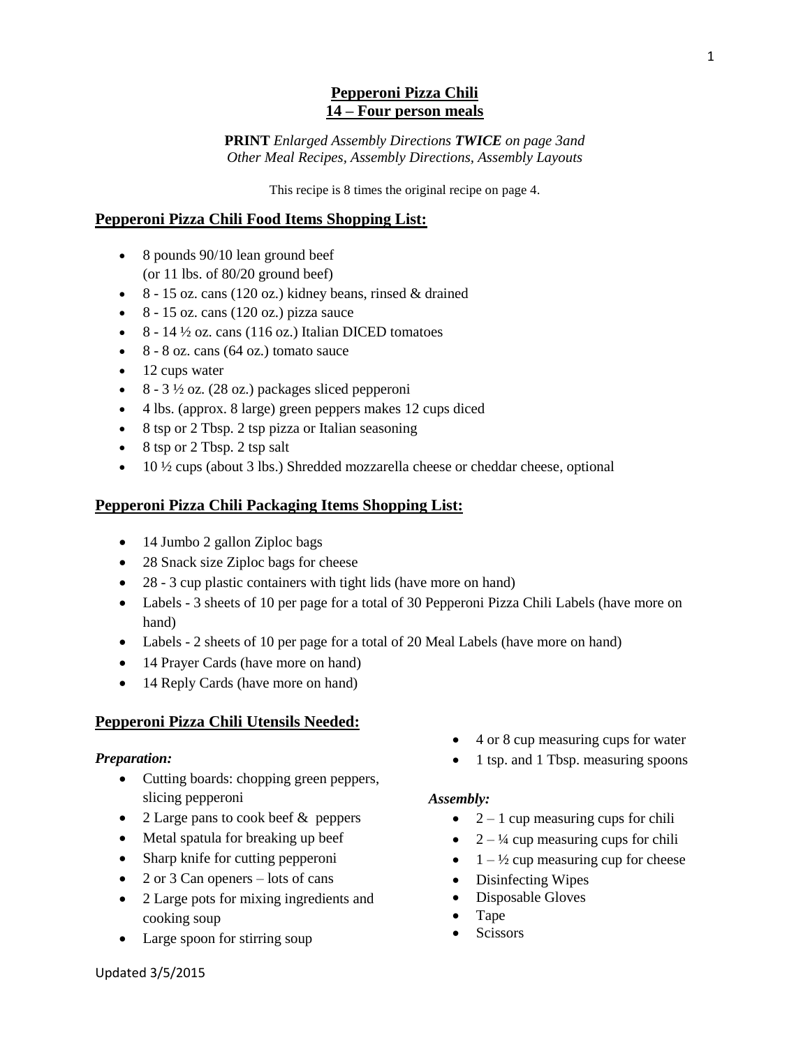# Pepperoni Pizza Chili
## 14 – Four person meals

**PRINT** *Enlarged Assembly Directions* ***TWICE*** *on page 3and Other Meal Recipes, Assembly Directions, Assembly Layouts*

This recipe is 8 times the original recipe on page 4.

### Pepperoni Pizza Chili Food Items Shopping List:

- 8 pounds 90/10 lean ground beef
  (or 11 lbs. of 80/20 ground beef)
- 8 - 15 oz. cans (120 oz.) kidney beans, rinsed & drained
- 8 - 15 oz. cans (120 oz.) pizza sauce
- 8 - 14 ½ oz. cans (116 oz.) Italian DICED tomatoes
- 8 - 8 oz. cans (64 oz.) tomato sauce
- 12 cups water
- 8 - 3 ½ oz. (28 oz.) packages sliced pepperoni
- 4 lbs. (approx. 8 large) green peppers makes 12 cups diced
- 8 tsp or 2 Tbsp. 2 tsp pizza or Italian seasoning
- 8 tsp or 2 Tbsp. 2 tsp salt
- 10 ½ cups (about 3 lbs.) Shredded mozzarella cheese or cheddar cheese, optional

### Pepperoni Pizza Chili Packaging Items Shopping List:

- 14 Jumbo 2 gallon Ziploc bags
- 28 Snack size Ziploc bags for cheese
- 28 - 3 cup plastic containers with tight lids (have more on hand)
- Labels - 3 sheets of 10 per page for a total of 30 Pepperoni Pizza Chili Labels (have more on hand)
- Labels - 2 sheets of 10 per page for a total of 20 Meal Labels (have more on hand)
- 14 Prayer Cards (have more on hand)
- 14 Reply Cards (have more on hand)

### Pepperoni Pizza Chili Utensils Needed:

***Preparation:***

- Cutting boards: chopping green peppers, slicing pepperoni
- 2 Large pans to cook beef & peppers
- Metal spatula for breaking up beef
- Sharp knife for cutting pepperoni
- 2 or 3 Can openers – lots of cans
- 2 Large pots for mixing ingredients and cooking soup
- Large spoon for stirring soup
- 4 or 8 cup measuring cups for water
- 1 tsp. and 1 Tbsp. measuring spoons

***Assembly:***

- 2 – 1 cup measuring cups for chili
- 2 – ¼ cup measuring cups for chili
- 1 – ½ cup measuring cup for cheese
- Disinfecting Wipes
- Disposable Gloves
- Tape
- Scissors

Updated 3/5/2015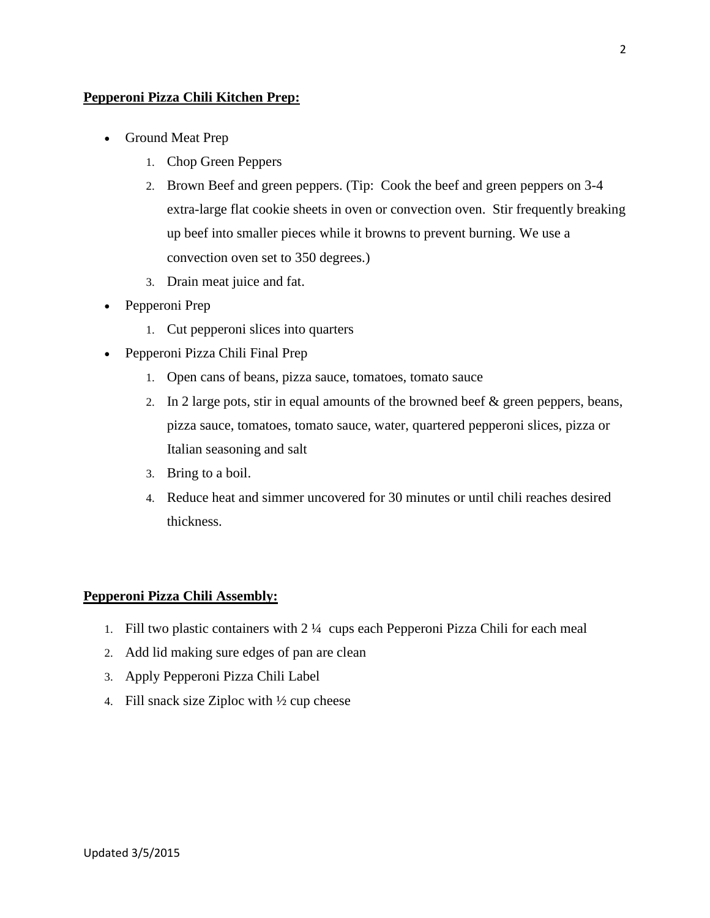**Pepperoni Pizza Chili Kitchen Prep:**

- Ground Meat Prep
  1. Chop Green Peppers
  2. Brown Beef and green peppers. (Tip: Cook the beef and green peppers on 3-4 extra-large flat cookie sheets in oven or convection oven. Stir frequently breaking up beef into smaller pieces while it browns to prevent burning. We use a convection oven set to 350 degrees.)
  3. Drain meat juice and fat.
- Pepperoni Prep
  1. Cut pepperoni slices into quarters
- Pepperoni Pizza Chili Final Prep
  1. Open cans of beans, pizza sauce, tomatoes, tomato sauce
  2. In 2 large pots, stir in equal amounts of the browned beef & green peppers, beans, pizza sauce, tomatoes, tomato sauce, water, quartered pepperoni slices, pizza or Italian seasoning and salt
  3. Bring to a boil.
  4. Reduce heat and simmer uncovered for 30 minutes or until chili reaches desired thickness.

**Pepperoni Pizza Chili Assembly:**

1. Fill two plastic containers with 2 ¼ cups each Pepperoni Pizza Chili for each meal
2. Add lid making sure edges of pan are clean
3. Apply Pepperoni Pizza Chili Label
4. Fill snack size Ziploc with ½ cup cheese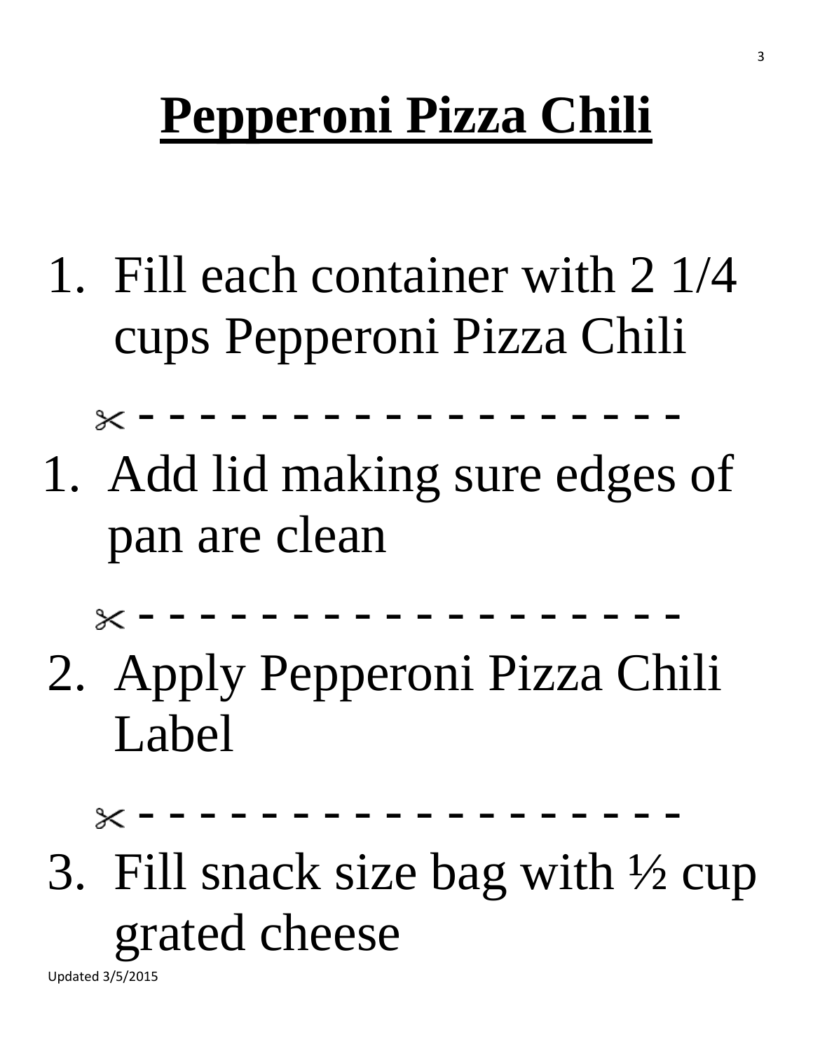# **Pepperoni Pizza Chili**

1. Fill each container with 2 1/4 cups Pepperoni Pizza Chili

✂ - - - - - - - - - - - - - - - - - - - -

1. Add lid making sure edges of pan are clean

✂ - - - - - - - - - - - - - - - - - - - -

2. Apply Pepperoni Pizza Chili Label

✂ - - - - - - - - - - - - - - - - - - - -

3. Fill snack size bag with ½ cup grated cheese

Updated 3/5/2015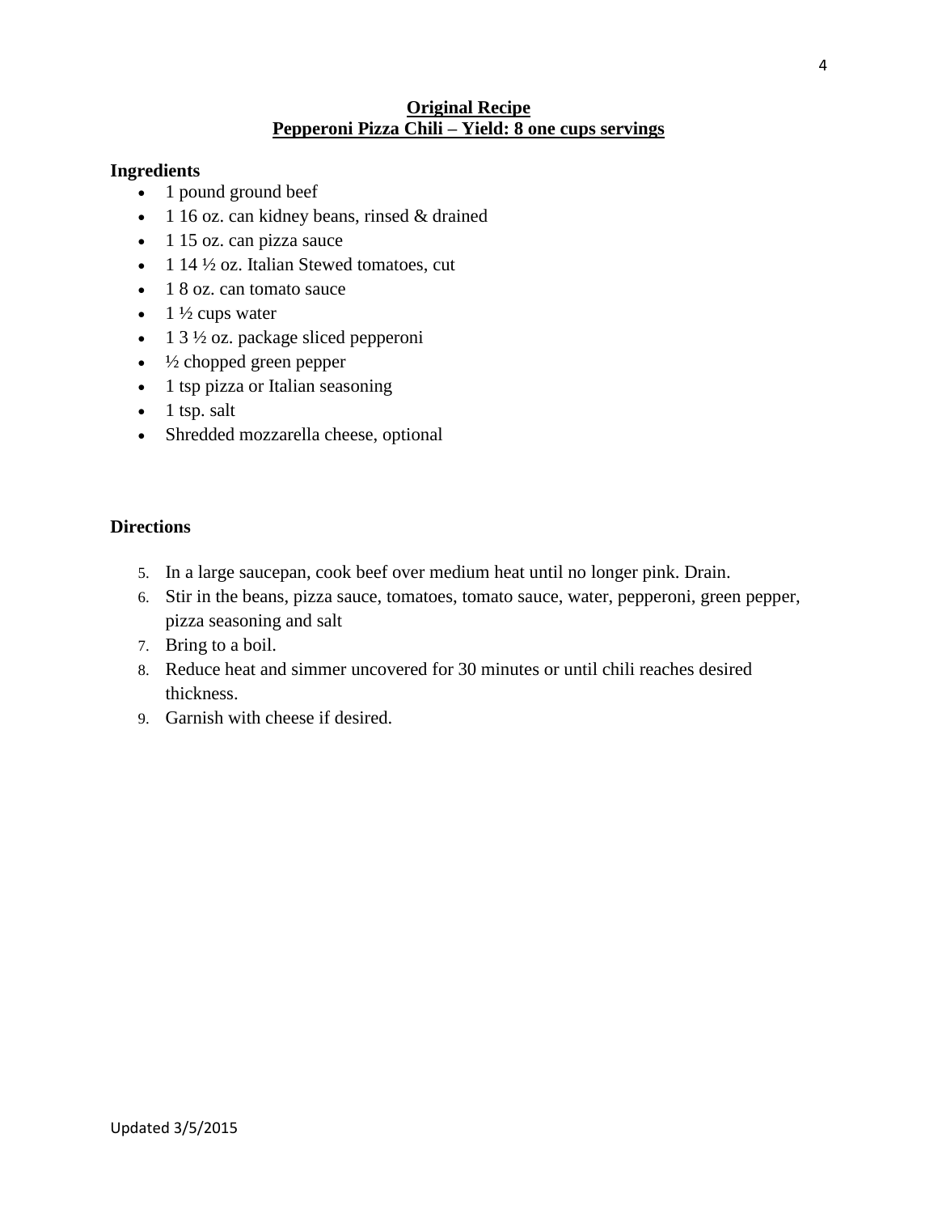**Original Recipe**

**Pepperoni Pizza Chili – Yield: 8 one cups servings**

**Ingredients**

- 1 pound ground beef
- 1 16 oz. can kidney beans, rinsed & drained
- 1 15 oz. can pizza sauce
- 1 14 ½ oz. Italian Stewed tomatoes, cut
- 1 8 oz. can tomato sauce
- 1 ½ cups water
- 1 3 ½ oz. package sliced pepperoni
- ½ chopped green pepper
- 1 tsp pizza or Italian seasoning
- 1 tsp. salt
- Shredded mozzarella cheese, optional

**Directions**

5. In a large saucepan, cook beef over medium heat until no longer pink. Drain.
6. Stir in the beans, pizza sauce, tomatoes, tomato sauce, water, pepperoni, green pepper, pizza seasoning and salt
7. Bring to a boil.
8. Reduce heat and simmer uncovered for 30 minutes or until chili reaches desired thickness.
9. Garnish with cheese if desired.

Updated 3/5/2015